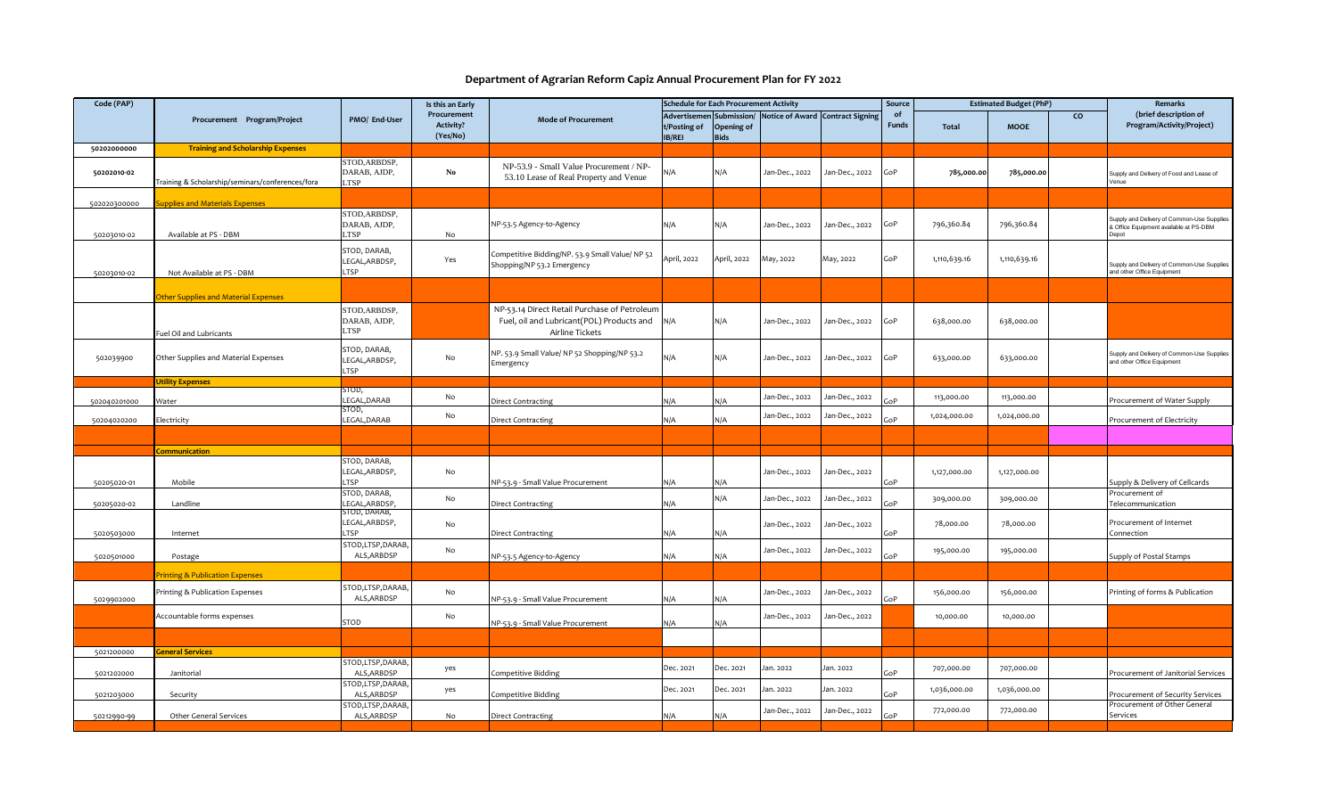# Department of Agrarian Reform Capiz Annual Procurement Plan for FY 2022

| Code (PAP) | Procurement Program/Project | PMO/ End-User | Is this an Early Procurement Activity? (Yes/No) | Mode of Procurement | Schedule for Each Procurement Activity | | | | Source of Funds | Estimated Budget (PhP) | | | Remarks (brief description of Program/Activity/Project) |
|---|---|---|---|---|---|---|---|---|---|---|---|---|---|
| | | | | | Advertisement/Posting of IB/REI | Submission/ Opening of Bids | Notice of Award | Contract Signing | | Total | MOOE | CO | |
| 50202000000 | **Training and Scholarship Expenses** | | | | | | | | | | | | |
| 50202010-02 | Training & Scholarship/seminars/conferences/fora | STOD,ARBDSP, DARAB, AJDP, LTSP | No | NP-53.9 - Small Value Procurement / NP-53.10 Lease of Real Property and Venue | N/A | N/A | Jan-Dec., 2022 | Jan-Dec., 2022 | GoP | 785,000.00 | 785,000.00 | | Supply and Delivery of Food and Lease of Venue |
| 502020300000 | **Supplies and Materials Expenses** | | | | | | | | | | | | |
| 50203010-02 | Available at PS - DBM | STOD,ARBDSP, DARAB, AJDP, LTSP | No | NP-53.5 Agency-to-Agency | N/A | N/A | Jan-Dec., 2022 | Jan-Dec., 2022 | GoP | 796,360.84 | 796,360.84 | | Supply and Delivery of Common-Use Supplies & Office Equipment available at PS-DBM Depot |
| 50203010-02 | Not Available at PS - DBM | STOD, DARAB, LEGAL,ARBDSP, LTSP | Yes | Competitive Bidding/NP. 53.9 Small Value/ NP 52 Shopping/NP 53.2 Emergency | April, 2022 | April, 2022 | May, 2022 | May, 2022 | GoP | 1,110,639.16 | 1,110,639.16 | | Supply and Delivery of Common-Use Supplies and other Office Equipment |
| | **Other Supplies and Material Expenses** | | | | | | | | | | | | |
| | Fuel Oil and Lubricants | STOD,ARBDSP, DARAB, AJDP, LTSP | | NP-53.14 Direct Retail Purchase of Petroleum Fuel, oil and Lubricant(POL) Products and Airline Tickets | N/A | N/A | Jan-Dec., 2022 | Jan-Dec., 2022 | GoP | 638,000.00 | 638,000.00 | | |
| 502039900 | Other Supplies and Material Expenses | STOD, DARAB, LEGAL,ARBDSP, LTSP | No | NP. 53.9 Small Value/ NP 52 Shopping/NP 53.2 Emergency | N/A | N/A | Jan-Dec., 2022 | Jan-Dec., 2022 | GoP | 633,000.00 | 633,000.00 | | Supply and Delivery of Common-Use Supplies and other Office Equipment |
| | **Utility Expenses** | | | | | | | | | | | | |
| 502040201000 | Water | STOD, LEGAL,DARAB | No | Direct Contracting | N/A | N/A | Jan-Dec., 2022 | Jan-Dec., 2022 | GoP | 113,000.00 | 113,000.00 | | Procurement of Water Supply |
| 50204020200 | Electricity | STOD, LEGAL,DARAB | No | Direct Contracting | N/A | N/A | Jan-Dec., 2022 | Jan-Dec., 2022 | GoP | 1,024,000.00 | 1,024,000.00 | | Procurement of Electricity |
| | | | | | | | | | | | | | |
| | **Communication** | | | | | | | | | | | | |
| 50205020-01 | Mobile | STOD, DARAB, LEGAL,ARBDSP, LTSP | No | NP-53.9 - Small Value Procurement | N/A | N/A | Jan-Dec., 2022 | Jan-Dec., 2022 | GoP | 1,127,000.00 | 1,127,000.00 | | Supply & Delivery of Cellcards |
| 50205020-02 | Landline | STOD, DARAB, LEGAL,ARBDSP, | No | Direct Contracting | N/A | N/A | Jan-Dec., 2022 | Jan-Dec., 2022 | GoP | 309,000.00 | 309,000.00 | | Procurement of Telecommunication |
| 5020503000 | Internet | STOD, DARAB, LEGAL,ARBDSP, LTSP | No | Direct Contracting | N/A | N/A | Jan-Dec., 2022 | Jan-Dec., 2022 | GoP | 78,000.00 | 78,000.00 | | Procurement of Internet Connection |
| 5020501000 | Postage | STOD,LTSP,DARAB, ALS,ARBDSP | No | NP-53.5 Agency-to-Agency | N/A | N/A | Jan-Dec., 2022 | Jan-Dec., 2022 | GoP | 195,000.00 | 195,000.00 | | Supply of Postal Stamps |
| | **Printing & Publication Expenses** | | | | | | | | | | | | |
| 5029902000 | Printing & Publication Expenses | STOD,LTSP,DARAB, ALS,ARBDSP | No | NP-53.9 - Small Value Procurement | N/A | N/A | Jan-Dec., 2022 | Jan-Dec., 2022 | GoP | 156,000.00 | 156,000.00 | | Printing of forms & Publication |
| | Accountable forms expenses | STOD | No | NP-53.9 - Small Value Procurement | N/A | N/A | Jan-Dec., 2022 | Jan-Dec., 2022 | | 10,000.00 | 10,000.00 | | |
| | | | | | | | | | | | | | |
| 5021200000 | **General Services** | | | | | | | | | | | | |
| 5021202000 | Janitorial | STOD,LTSP,DARAB, ALS,ARBDSP | yes | Competitive Bidding | Dec. 2021 | Dec. 2021 | Jan. 2022 | Jan. 2022 | GoP | 707,000.00 | 707,000.00 | | Procurement of Janitorial Services |
| 5021203000 | Security | STOD,LTSP,DARAB, ALS,ARBDSP | yes | Competitive Bidding | Dec. 2021 | Dec. 2021 | Jan. 2022 | Jan. 2022 | GoP | 1,036,000.00 | 1,036,000.00 | | Procurement of Security Services |
| 50212990-99 | Other General Services | STOD,LTSP,DARAB, ALS,ARBDSP | No | Direct Contracting | N/A | N/A | Jan-Dec., 2022 | Jan-Dec., 2022 | GoP | 772,000.00 | 772,000.00 | | Procurement of Other General Services |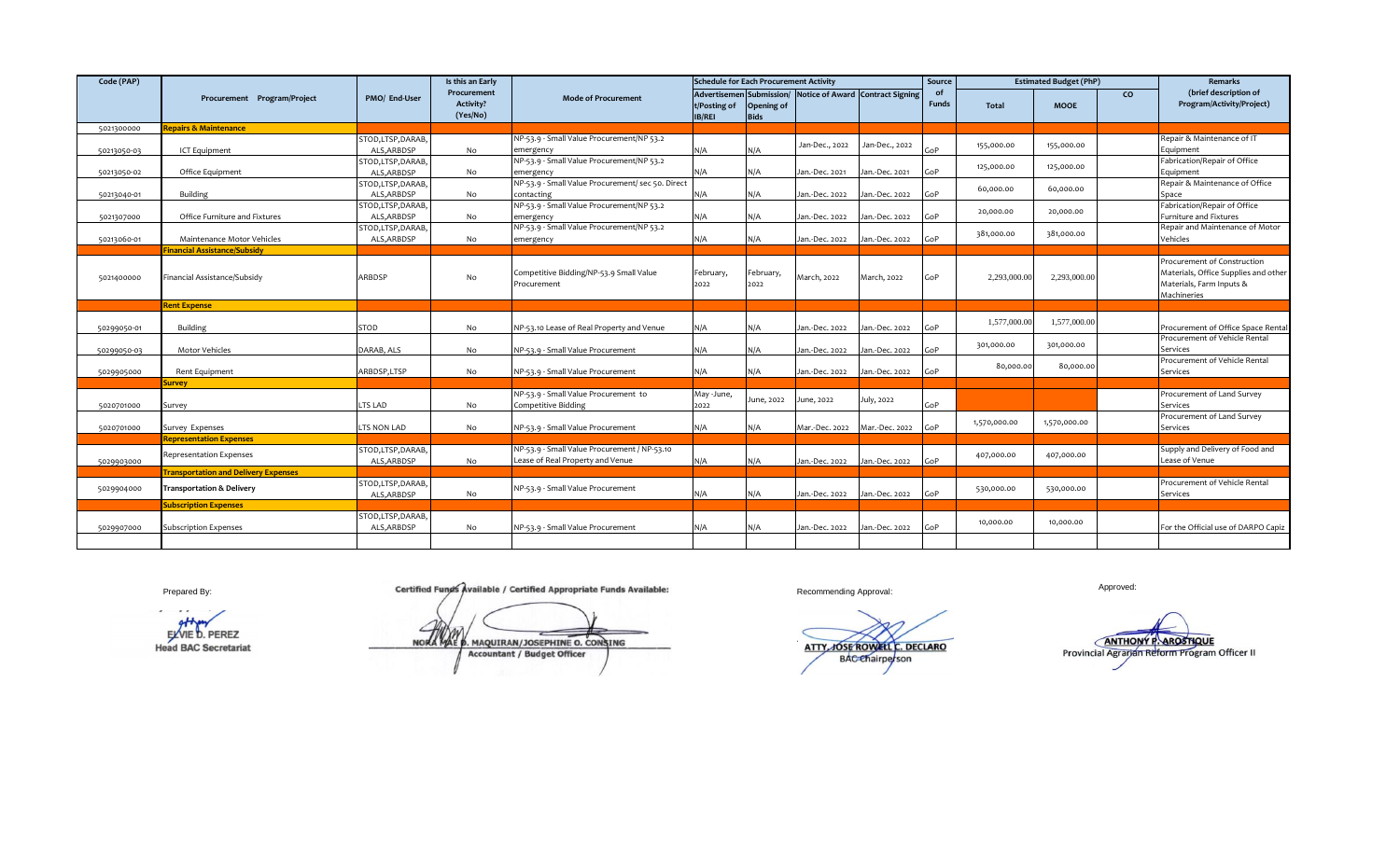| Code (PAP) | Procurement Program/Project | PMO/ End-User | Is this an Early Procurement Activity? (Yes/No) | Mode of Procurement | Schedule for Each Procurement Activity | | | | Source of Funds | Estimated Budget (PhP) | | | Remarks (brief description of Program/Activity/Project) |
|---|---|---|---|---|---|---|---|---|---|---|---|---|---|
| | | | | | Advertisement/Posting of IB/REI | Submission/ Opening of Bids | Notice of Award | Contract Signing | | Total | MOOE | CO | |
| 5021300000 | **Repairs & Maintenance** | | | | | | | | | | | | |
| 50213050-03 | ICT Equipment | STOD,LTSP,DARAB, ALS,ARBDSP | No | NP-53.9 - Small Value Procurement/NP 53.2 emergency | N/A | N/A | Jan-Dec., 2022 | Jan-Dec., 2022 | GoP | 155,000.00 | 155,000.00 | | Repair & Maintenance of IT Equipment |
| 50213050-02 | Office Equipment | STOD,LTSP,DARAB, ALS,ARBDSP | No | NP-53.9 - Small Value Procurement/NP 53.2 emergency | N/A | N/A | Jan.-Dec. 2021 | Jan.-Dec. 2021 | GoP | 125,000.00 | 125,000.00 | | Fabrication/Repair of Office Equipment |
| 50213040-01 | Building | STOD,LTSP,DARAB, ALS,ARBDSP | No | NP-53.9 - Small Value Procurement/ sec 50. Direct contacting | N/A | N/A | Jan.-Dec. 2022 | Jan.-Dec. 2022 | GoP | 60,000.00 | 60,000.00 | | Repair & Maintenance of Office Space |
| 5021307000 | Office Furniture and Fixtures | STOD,LTSP,DARAB, ALS,ARBDSP | No | NP-53.9 - Small Value Procurement/NP 53.2 emergency | N/A | N/A | Jan.-Dec. 2022 | Jan.-Dec. 2022 | GoP | 20,000.00 | 20,000.00 | | Fabrication/Repair of Office Furniture and Fixtures |
| 50213060-01 | Maintenance Motor Vehicles | STOD,LTSP,DARAB, ALS,ARBDSP | No | NP-53.9 - Small Value Procurement/NP 53.2 emergency | N/A | N/A | Jan.-Dec. 2022 | Jan.-Dec. 2022 | GoP | 381,000.00 | 381,000.00 | | Repair and Maintenance of Motor Vehicles |
| | **Financial Assistance/Subsidy** | | | | | | | | | | | | |
| 5021400000 | Financial Assistance/Subsidy | ARBDSP | No | Competitive Bidding/NP-53.9 Small Value Procurement | February, 2022 | February, 2022 | March, 2022 | March, 2022 | GoP | 2,293,000.00 | 2,293,000.00 | | Procurement of Construction Materials, Office Supplies and other Materials, Farm Inputs & Machineries |
| | **Rent Expense** | | | | | | | | | | | | |
| 50299050-01 | Building | STOD | No | NP-53.10 Lease of Real Property and Venue | N/A | N/A | Jan.-Dec. 2022 | Jan.-Dec. 2022 | GoP | 1,577,000.00 | 1,577,000.00 | | Procurement of Office Space Rental |
| 50299050-03 | Motor Vehicles | DARAB, ALS | No | NP-53.9 - Small Value Procurement | N/A | N/A | Jan.-Dec. 2022 | Jan.-Dec. 2022 | GoP | 301,000.00 | 301,000.00 | | Procurement of Vehicle Rental Services |
| 5029905000 | Rent Equipment | ARBDSP,LTSP | No | NP-53.9 - Small Value Procurement | N/A | N/A | Jan.-Dec. 2022 | Jan.-Dec. 2022 | GoP | 80,000.00 | 80,000.00 | | Procurement of Vehicle Rental Services |
| | **Survey** | | | | | | | | | | | | |
| 5020701000 | Survey | LTS LAD | No | NP-53.9 - Small Value Procurement to Competitive Bidding | May -June, 2022 | June, 2022 | June, 2022 | July, 2022 | GoP | | | | Procurement of Land Survey Services |
| 5020701000 | Survey Expenses | LTS NON LAD | No | NP-53.9 - Small Value Procurement | N/A | N/A | Mar.-Dec. 2022 | Mar.-Dec. 2022 | GoP | 1,570,000.00 | 1,570,000.00 | | Procurement of Land Survey Services |
| | **Representation Expenses** | | | | | | | | | | | | |
| 5029903000 | Representation Expenses | STOD,LTSP,DARAB, ALS,ARBDSP | No | NP-53.9 - Small Value Procurement / NP-53.10 Lease of Real Property and Venue | N/A | N/A | Jan.-Dec. 2022 | Jan.-Dec. 2022 | GoP | 407,000.00 | 407,000.00 | | Supply and Delivery of Food and Lease of Venue |
| | **Transportation and Delivery Expenses** | | | | | | | | | | | | |
| 5029904000 | **Transportation & Delivery** | STOD,LTSP,DARAB, ALS,ARBDSP | No | NP-53.9 - Small Value Procurement | N/A | N/A | Jan.-Dec. 2022 | Jan.-Dec. 2022 | GoP | 530,000.00 | 530,000.00 | | Procurement of Vehicle Rental Services |
| | **Subscription Expenses** | | | | | | | | | | | | |
| 5029907000 | Subscription Expenses | STOD,LTSP,DARAB, ALS,ARBDSP | No | NP-53.9 - Small Value Procurement | N/A | N/A | Jan.-Dec. 2022 | Jan.-Dec. 2022 | GoP | 10,000.00 | 10,000.00 | | For the Official use of DARPO Capiz |

Prepared By:

ELVIE D. PEREZ
Head BAC Secretariat

Certified Funds Available / Certified Appropriate Funds Available:

NORA MAE D. MAQUIRAN/JOSEPHINE O. CONSING
Accountant / Budget Officer

Recommending Approval:

ATTY. JOSE ROWELL C. DECLARO
BAC Chairperson

Approved:

ANTHONY P. AROSTIQUE
Provincial Agrarian Reform Program Officer II